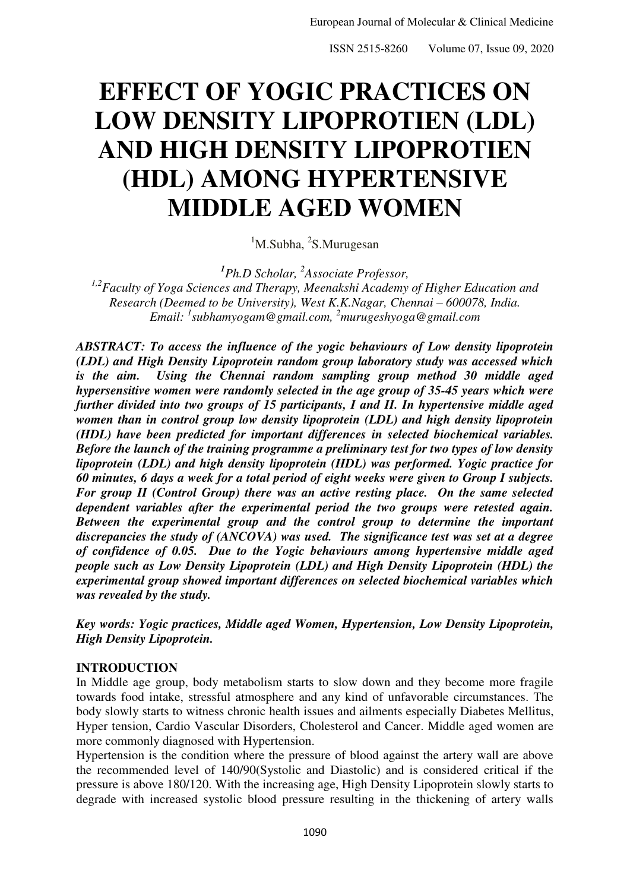# EFFECT OF YOGIC PRACTICES ON LOW DENSITY LIPOPROTIEN (LDL) AND HIGH DENSITY LIPOPROTIEN (HDL) AMONG HYPERTENSIVE MIDDLE AGED WOMEN

[1]M.Subha, [2]S.Murugesan

*[1]Ph.D Scholar, [2]Associate Professor,*
*[1,2]Faculty of Yoga Sciences and Therapy, Meenakshi Academy of Higher Education and Research (Deemed to be University), West K.K.Nagar, Chennai – 600078, India.*
*Email: [1]subhamyogam@gmail.com, [2]murugeshyoga@gmail.com*

***ABSTRACT: To access the influence of the yogic behaviours of Low density lipoprotein (LDL) and High Density Lipoprotein random group laboratory study was accessed which is the aim. Using the Chennai random sampling group method 30 middle aged hypersensitive women were randomly selected in the age group of 35-45 years which were further divided into two groups of 15 participants, I and II. In hypertensive middle aged women than in control group low density lipoprotein (LDL) and high density lipoprotein (HDL) have been predicted for important differences in selected biochemical variables. Before the launch of the training programme a preliminary test for two types of low density lipoprotein (LDL) and high density lipoprotein (HDL) was performed. Yogic practice for 60 minutes, 6 days a week for a total period of eight weeks were given to Group I subjects. For group II (Control Group) there was an active resting place. On the same selected dependent variables after the experimental period the two groups were retested again. Between the experimental group and the control group to determine the important discrepancies the study of (ANCOVA) was used. The significance test was set at a degree of confidence of 0.05. Due to the Yogic behaviours among hypertensive middle aged people such as Low Density Lipoprotein (LDL) and High Density Lipoprotein (HDL) the experimental group showed important differences on selected biochemical variables which was revealed by the study.***

***Key words: Yogic practices, Middle aged Women, Hypertension, Low Density Lipoprotein, High Density Lipoprotein.***

## INTRODUCTION

In Middle age group, body metabolism starts to slow down and they become more fragile towards food intake, stressful atmosphere and any kind of unfavorable circumstances. The body slowly starts to witness chronic health issues and ailments especially Diabetes Mellitus, Hyper tension, Cardio Vascular Disorders, Cholesterol and Cancer. Middle aged women are more commonly diagnosed with Hypertension.

Hypertension is the condition where the pressure of blood against the artery wall are above the recommended level of 140/90(Systolic and Diastolic) and is considered critical if the pressure is above 180/120. With the increasing age, High Density Lipoprotein slowly starts to degrade with increased systolic blood pressure resulting in the thickening of artery walls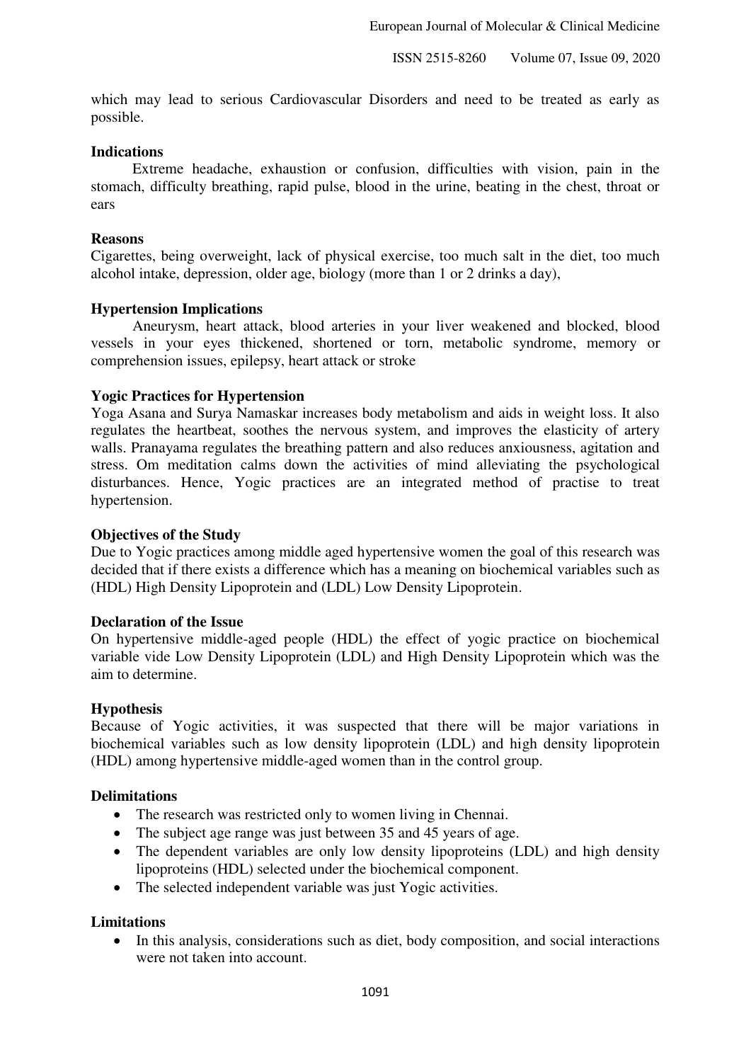which may lead to serious Cardiovascular Disorders and need to be treated as early as possible.

**Indications**

Extreme headache, exhaustion or confusion, difficulties with vision, pain in the stomach, difficulty breathing, rapid pulse, blood in the urine, beating in the chest, throat or ears

**Reasons**

Cigarettes, being overweight, lack of physical exercise, too much salt in the diet, too much alcohol intake, depression, older age, biology (more than 1 or 2 drinks a day),

**Hypertension Implications**

Aneurysm, heart attack, blood arteries in your liver weakened and blocked, blood vessels in your eyes thickened, shortened or torn, metabolic syndrome, memory or comprehension issues, epilepsy, heart attack or stroke

**Yogic Practices for Hypertension**

Yoga Asana and Surya Namaskar increases body metabolism and aids in weight loss. It also regulates the heartbeat, soothes the nervous system, and improves the elasticity of artery walls. Pranayama regulates the breathing pattern and also reduces anxiousness, agitation and stress. Om meditation calms down the activities of mind alleviating the psychological disturbances. Hence, Yogic practices are an integrated method of practise to treat hypertension.

**Objectives of the Study**

Due to Yogic practices among middle aged hypertensive women the goal of this research was decided that if there exists a difference which has a meaning on biochemical variables such as (HDL) High Density Lipoprotein and (LDL) Low Density Lipoprotein.

**Declaration of the Issue**

On hypertensive middle-aged people (HDL) the effect of yogic practice on biochemical variable vide Low Density Lipoprotein (LDL) and High Density Lipoprotein which was the aim to determine.

**Hypothesis**

Because of Yogic activities, it was suspected that there will be major variations in biochemical variables such as low density lipoprotein (LDL) and high density lipoprotein (HDL) among hypertensive middle-aged women than in the control group.

**Delimitations**

- The research was restricted only to women living in Chennai.
- The subject age range was just between 35 and 45 years of age.
- The dependent variables are only low density lipoproteins (LDL) and high density lipoproteins (HDL) selected under the biochemical component.
- The selected independent variable was just Yogic activities.

**Limitations**

- In this analysis, considerations such as diet, body composition, and social interactions were not taken into account.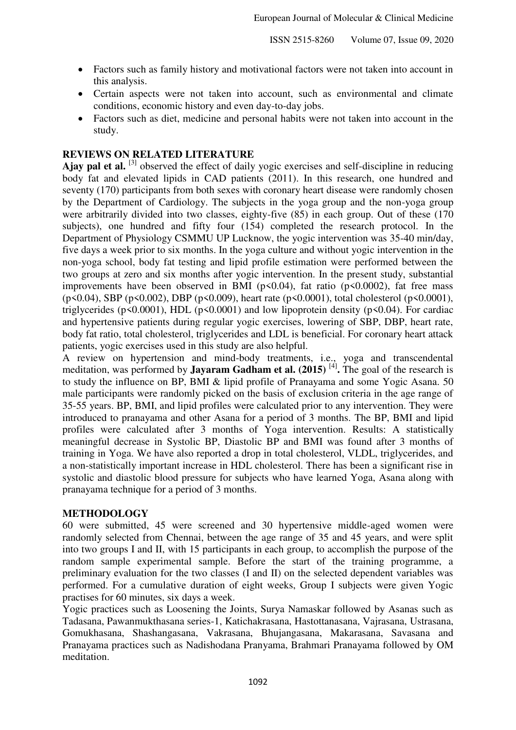- Factors such as family history and motivational factors were not taken into account in this analysis.
- Certain aspects were not taken into account, such as environmental and climate conditions, economic history and even day-to-day jobs.
- Factors such as diet, medicine and personal habits were not taken into account in the study.

## REVIEWS ON RELATED LITERATURE

**Ajay pal et al.** [3] observed the effect of daily yogic exercises and self-discipline in reducing body fat and elevated lipids in CAD patients (2011). In this research, one hundred and seventy (170) participants from both sexes with coronary heart disease were randomly chosen by the Department of Cardiology. The subjects in the yoga group and the non-yoga group were arbitrarily divided into two classes, eighty-five (85) in each group. Out of these (170 subjects), one hundred and fifty four (154) completed the research protocol. In the Department of Physiology CSMMU UP Lucknow, the yogic intervention was 35-40 min/day, five days a week prior to six months. In the yoga culture and without yogic intervention in the non-yoga school, body fat testing and lipid profile estimation were performed between the two groups at zero and six months after yogic intervention. In the present study, substantial improvements have been observed in BMI ($p<0.04$), fat ratio ($p<0.0002$), fat free mass ($p<0.04$), SBP ($p<0.002$), DBP ($p<0.009$), heart rate ($p<0.0001$), total cholesterol ($p<0.0001$), triglycerides ($p<0.0001$), HDL ($p<0.0001$) and low lipoprotein density ($p<0.04$). For cardiac and hypertensive patients during regular yogic exercises, lowering of SBP, DBP, heart rate, body fat ratio, total cholesterol, triglycerides and LDL is beneficial. For coronary heart attack patients, yogic exercises used in this study are also helpful.

A review on hypertension and mind-body treatments, i.e., yoga and transcendental meditation, was performed by **Jayaram Gadham et al. (2015)** [4]**.** The goal of the research is to study the influence on BP, BMI & lipid profile of Pranayama and some Yogic Asana. 50 male participants were randomly picked on the basis of exclusion criteria in the age range of 35-55 years. BP, BMI, and lipid profiles were calculated prior to any intervention. They were introduced to pranayama and other Asana for a period of 3 months. The BP, BMI and lipid profiles were calculated after 3 months of Yoga intervention. Results: A statistically meaningful decrease in Systolic BP, Diastolic BP and BMI was found after 3 months of training in Yoga. We have also reported a drop in total cholesterol, VLDL, triglycerides, and a non-statistically important increase in HDL cholesterol. There has been a significant rise in systolic and diastolic blood pressure for subjects who have learned Yoga, Asana along with pranayama technique for a period of 3 months.

## METHODOLOGY

60 were submitted, 45 were screened and 30 hypertensive middle-aged women were randomly selected from Chennai, between the age range of 35 and 45 years, and were split into two groups I and II, with 15 participants in each group, to accomplish the purpose of the random sample experimental sample. Before the start of the training programme, a preliminary evaluation for the two classes (I and II) on the selected dependent variables was performed. For a cumulative duration of eight weeks, Group I subjects were given Yogic practises for 60 minutes, six days a week.

Yogic practices such as Loosening the Joints, Surya Namaskar followed by Asanas such as Tadasana, Pawanmukthasana series-1, Katichakrasana, Hastottanasana, Vajrasana, Ustrasana, Gomukhasana, Shashangasana, Vakrasana, Bhujangasana, Makarasana, Savasana and Pranayama practices such as Nadishodana Pranyama, Brahmari Pranayama followed by OM meditation.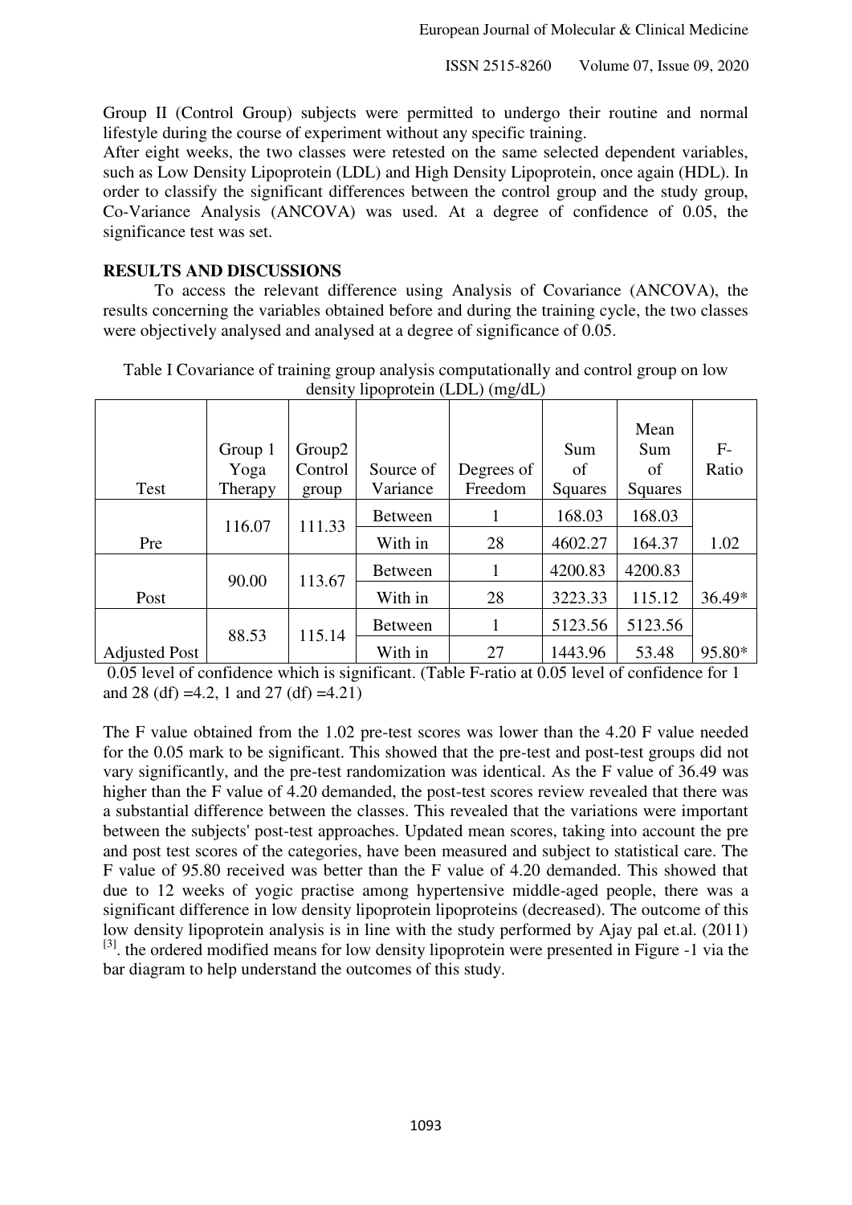Group II (Control Group) subjects were permitted to undergo their routine and normal lifestyle during the course of experiment without any specific training.
After eight weeks, the two classes were retested on the same selected dependent variables, such as Low Density Lipoprotein (LDL) and High Density Lipoprotein, once again (HDL). In order to classify the significant differences between the control group and the study group, Co-Variance Analysis (ANCOVA) was used. At a degree of confidence of 0.05, the significance test was set.

## RESULTS AND DISCUSSIONS

To access the relevant difference using Analysis of Covariance (ANCOVA), the results concerning the variables obtained before and during the training cycle, the two classes were objectively analysed and analysed at a degree of significance of 0.05.

Table I Covariance of training group analysis computationally and control group on low density lipoprotein (LDL) (mg/dL)

| Test | Group 1 Yoga Therapy | Group2 Control group | Source of Variance | Degrees of Freedom | Sum of Squares | Mean Sum of Squares | F-Ratio |
|---|---|---|---|---|---|---|---|
| Pre | 116.07 | 111.33 | Between | 1 | 168.03 | 168.03 | 1.02 |
| | | | With in | 28 | 4602.27 | 164.37 | |
| Post | 90.00 | 113.67 | Between | 1 | 4200.83 | 4200.83 | 36.49* |
| | | | With in | 28 | 3223.33 | 115.12 | |
| Adjusted Post | 88.53 | 115.14 | Between | 1 | 5123.56 | 5123.56 | 95.80* |
| | | | With in | 27 | 1443.96 | 53.48 | |

0.05 level of confidence which is significant. (Table F-ratio at 0.05 level of confidence for 1 and 28 (df) =4.2, 1 and 27 (df) =4.21)

The F value obtained from the 1.02 pre-test scores was lower than the 4.20 F value needed for the 0.05 mark to be significant. This showed that the pre-test and post-test groups did not vary significantly, and the pre-test randomization was identical. As the F value of 36.49 was higher than the F value of 4.20 demanded, the post-test scores review revealed that there was a substantial difference between the classes. This revealed that the variations were important between the subjects' post-test approaches. Updated mean scores, taking into account the pre and post test scores of the categories, have been measured and subject to statistical care. The F value of 95.80 received was better than the F value of 4.20 demanded. This showed that due to 12 weeks of yogic practise among hypertensive middle-aged people, there was a significant difference in low density lipoprotein lipoproteins (decreased). The outcome of this low density lipoprotein analysis is in line with the study performed by Ajay pal et.al. (2011) [3]. the ordered modified means for low density lipoprotein were presented in Figure -1 via the bar diagram to help understand the outcomes of this study.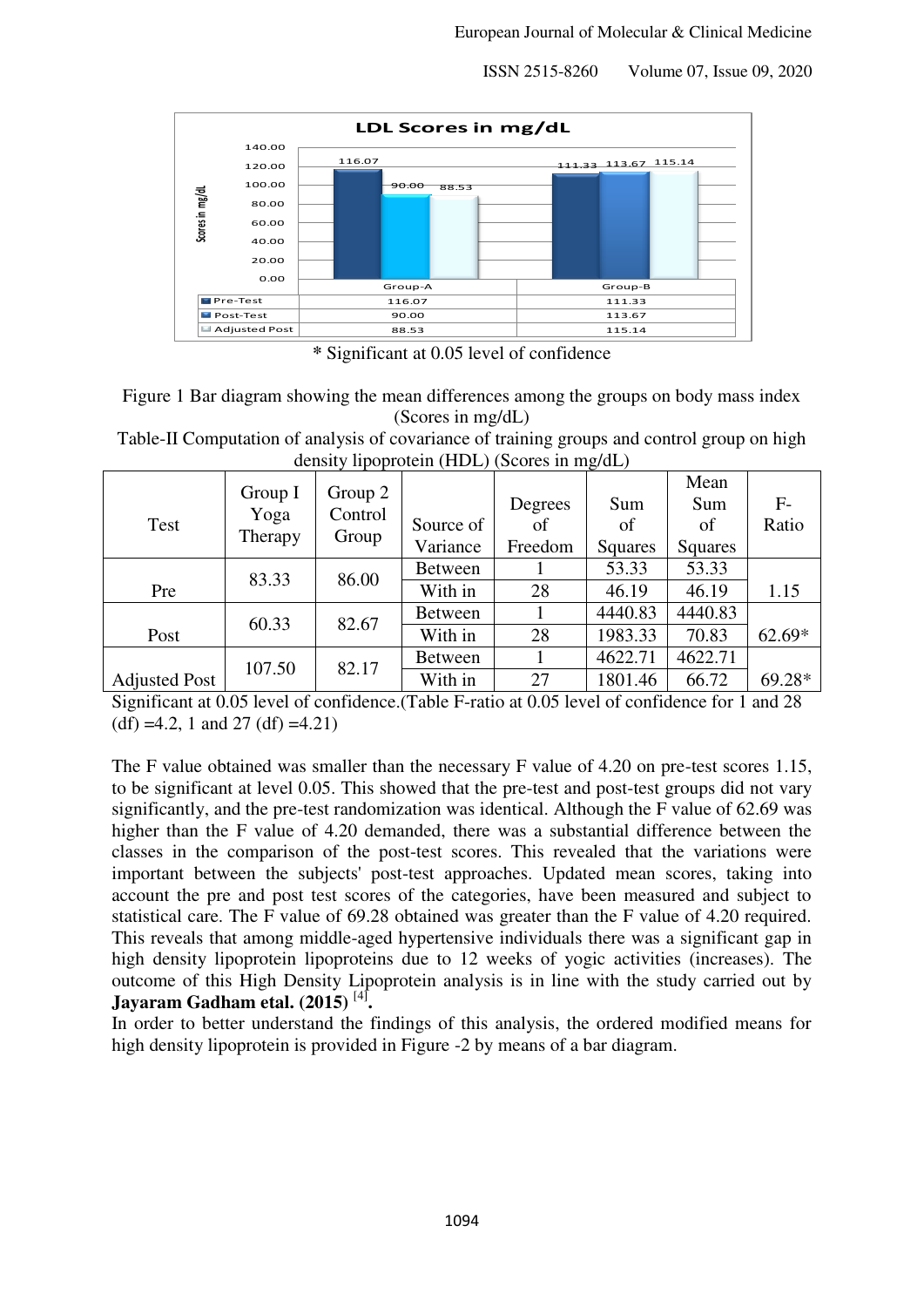LDL Scores in mg/dL

| | Group-A | Group-B |
|---|---|---|
| Pre-Test | 116.07 | 111.33 |
| Post-Test | 90.00 | 113.67 |
| Adjusted Post | 88.53 | 115.14 |

\* Significant at 0.05 level of confidence

Figure 1 Bar diagram showing the mean differences among the groups on body mass index (Scores in mg/dL)

Table-II Computation of analysis of covariance of training groups and control group on high density lipoprotein (HDL) (Scores in mg/dL)

| Test | Group I Yoga Therapy | Group 2 Control Group | Source of Variance | Degrees of Freedom | Sum of Squares | Mean Sum of Squares | F-Ratio |
|---|---|---|---|---|---|---|---|
| Pre | 83.33 | 86.00 | Between | 1 | 53.33 | 53.33 | 1.15 |
| | | | With in | 28 | 46.19 | 46.19 | |
| Post | 60.33 | 82.67 | Between | 1 | 4440.83 | 4440.83 | 62.69* |
| | | | With in | 28 | 1983.33 | 70.83 | |
| Adjusted Post | 107.50 | 82.17 | Between | 1 | 4622.71 | 4622.71 | 69.28* |
| | | | With in | 27 | 1801.46 | 66.72 | |

Significant at 0.05 level of confidence.(Table F-ratio at 0.05 level of confidence for 1 and 28 (df) =4.2, 1 and 27 (df) =4.21)

The F value obtained was smaller than the necessary F value of 4.20 on pre-test scores 1.15, to be significant at level 0.05. This showed that the pre-test and post-test groups did not vary significantly, and the pre-test randomization was identical. Although the F value of 62.69 was higher than the F value of 4.20 demanded, there was a substantial difference between the classes in the comparison of the post-test scores. This revealed that the variations were important between the subjects' post-test approaches. Updated mean scores, taking into account the pre and post test scores of the categories, have been measured and subject to statistical care. The F value of 69.28 obtained was greater than the F value of 4.20 required. This reveals that among middle-aged hypertensive individuals there was a significant gap in high density lipoprotein lipoproteins due to 12 weeks of yogic activities (increases). The outcome of this High Density Lipoprotein analysis is in line with the study carried out by **Jayaram Gadham etal. (2015)** [4]**.**

In order to better understand the findings of this analysis, the ordered modified means for high density lipoprotein is provided in Figure -2 by means of a bar diagram.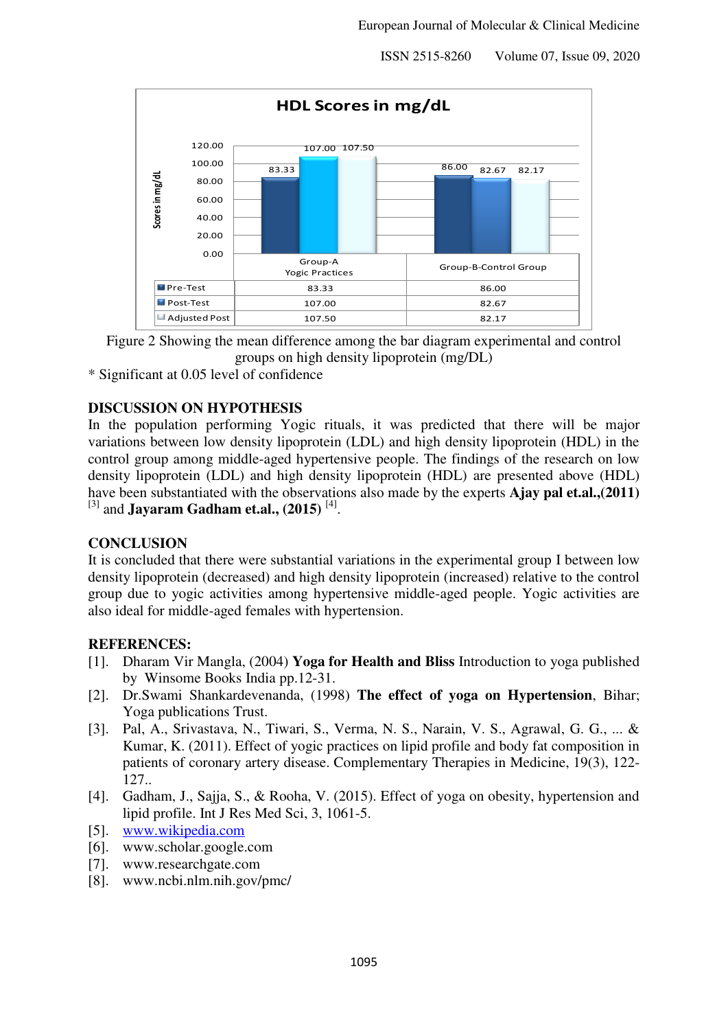HDL Scores in mg/dL

Scores in mg/dL

120.00
100.00
80.00
60.00
40.00
20.00
0.00

83.33 107.00 107.50
86.00 82.67 82.17

Group-A Yogic Practices
Group-B-Control Group

Pre-Test 83.33 86.00
Post-Test 107.00 82.67
Adjusted Post 107.50 82.17

Figure 2 Showing the mean difference among the bar diagram experimental and control groups on high density lipoprotein (mg/DL)

* Significant at 0.05 level of confidence

## DISCUSSION ON HYPOTHESIS

In the population performing Yogic rituals, it was predicted that there will be major variations between low density lipoprotein (LDL) and high density lipoprotein (HDL) in the control group among middle-aged hypertensive people. The findings of the research on low density lipoprotein (LDL) and high density lipoprotein (HDL) are presented above (HDL) have been substantiated with the observations also made by the experts **Ajay pal et.al.,(2011)** [3] and **Jayaram Gadham et.al., (2015)** [4].

## CONCLUSION

It is concluded that there were substantial variations in the experimental group I between low density lipoprotein (decreased) and high density lipoprotein (increased) relative to the control group due to yogic activities among hypertensive middle-aged people. Yogic activities are also ideal for middle-aged females with hypertension.

## REFERENCES:

[1]. Dharam Vir Mangla, (2004) **Yoga for Health and Bliss** Introduction to yoga published by Winsome Books India pp.12-31.

[2]. Dr.Swami Shankardevenanda, (1998) **The effect of yoga on Hypertension**, Bihar; Yoga publications Trust.

[3]. Pal, A., Srivastava, N., Tiwari, S., Verma, N. S., Narain, V. S., Agrawal, G. G., ... & Kumar, K. (2011). Effect of yogic practices on lipid profile and body fat composition in patients of coronary artery disease. Complementary Therapies in Medicine, 19(3), 122-127..

[4]. Gadham, J., Sajja, S., & Rooha, V. (2015). Effect of yoga on obesity, hypertension and lipid profile. Int J Res Med Sci, 3, 1061-5.

[5]. www.wikipedia.com

[6]. www.scholar.google.com

[7]. www.researchgate.com

[8]. www.ncbi.nlm.nih.gov/pmc/